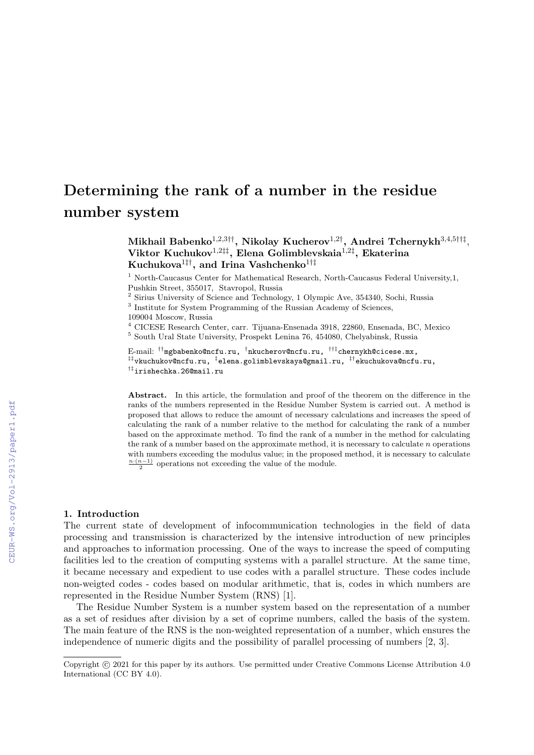# Determining the rank of a number in the residue number system

**Mikhail Babenko**[1,2,3††], **Nikolay Kucherov**[1,2†], **Andrei Tchernykh**[3,4,5†††], **Viktor Kuchukov**[1,2‡‡], **Elena Golimblevskaia**[1,2‡], **Ekaterina Kuchukova**[1‡†], **and Irina Vashchenko**[1†‡]

[1] North-Caucasus Center for Mathematical Research, North-Caucasus Federal University,1, Pushkin Street, 355017, Stavropol, Russia

[2] Sirius University of Science and Technology, 1 Olympic Ave, 354340, Sochi, Russia

[3] Institute for System Programming of the Russian Academy of Sciences, 109004 Moscow, Russia

[4] CICESE Research Center, carr. Tijuana-Ensenada 3918, 22860, Ensenada, BC, Mexico

[5] South Ural State University, Prospekt Lenina 76, 454080, Chelyabinsk, Russia

E-mail: [††]mgbabenko@ncfu.ru, [†]nkucherov@ncfu.ru, [†††]chernykh@cicese.mx, [‡‡]vkuchukov@ncfu.ru, [‡]elena.golimblevskaya@gmail.ru, [‡†]ekuchukova@ncfu.ru, [†‡]irishechka.26@mail.ru

**Abstract.** In this article, the formulation and proof of the theorem on the difference in the ranks of the numbers represented in the Residue Number System is carried out. A method is proposed that allows to reduce the amount of necessary calculations and increases the speed of calculating the rank of a number relative to the method for calculating the rank of a number based on the approximate method. To find the rank of a number in the method for calculating the rank of a number based on the approximate method, it is necessary to calculate $n$ operations with numbers exceeding the modulus value; in the proposed method, it is necessary to calculate $\frac{n\cdot(n-1)}{2}$ operations not exceeding the value of the module.

## 1. Introduction

The current state of development of infocommunication technologies in the field of data processing and transmission is characterized by the intensive introduction of new principles and approaches to information processing. One of the ways to increase the speed of computing facilities led to the creation of computing systems with a parallel structure. At the same time, it became necessary and expedient to use codes with a parallel structure. These codes include non-weigted codes - codes based on modular arithmetic, that is, codes in which numbers are represented in the Residue Number System (RNS) [1].

The Residue Number System is a number system based on the representation of a number as a set of residues after division by a set of coprime numbers, called the basis of the system. The main feature of the RNS is the non-weighted representation of a number, which ensures the independence of numeric digits and the possibility of parallel processing of numbers [2, 3].

Copyright © 2021 for this paper by its authors. Use permitted under Creative Commons License Attribution 4.0 International (CC BY 4.0).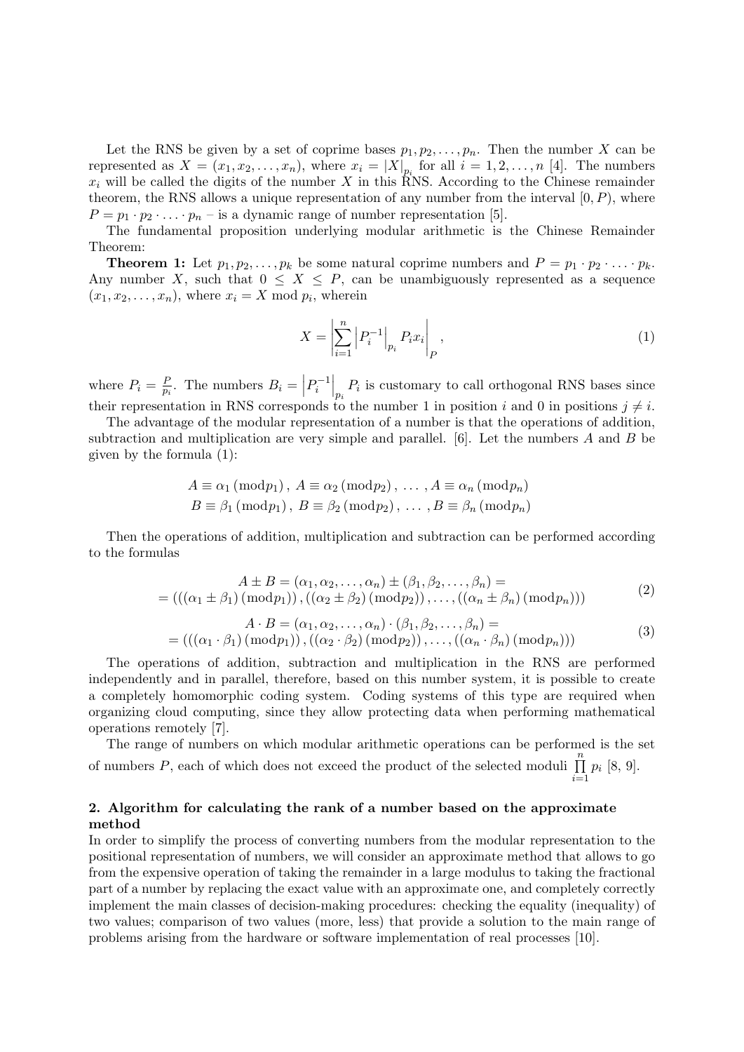Let the RNS be given by a set of coprime bases $p_1, p_2, \ldots, p_n$. Then the number $X$ can be represented as $X = (x_1, x_2, \ldots, x_n)$, where $x_i = |X|_{p_i}$ for all $i = 1, 2, \ldots, n$ [4]. The numbers $x_i$ will be called the digits of the number $X$ in this RNS. According to the Chinese remainder theorem, the RNS allows a unique representation of any number from the interval $[0, P)$, where $P = p_1 \cdot p_2 \cdot \ldots \cdot p_n$ – is a dynamic range of number representation [5].

The fundamental proposition underlying modular arithmetic is the Chinese Remainder Theorem:

**Theorem 1:** Let $p_1, p_2, \ldots, p_k$ be some natural coprime numbers and $P = p_1 \cdot p_2 \cdot \ldots \cdot p_k$. Any number $X$, such that $0 \leq X \leq P$, can be unambiguously represented as a sequence $(x_1, x_2, \ldots, x_n)$, where $x_i = X \bmod p_i$, wherein

$$X = \left| \sum_{i=1}^{n} \left| P_i^{-1} \right|_{p_i} P_i x_i \right|_P, \tag{1}$$

where $P_i = \frac{P}{p_i}$. The numbers $B_i = \left| P_i^{-1} \right|_{p_i} P_i$ is customary to call orthogonal RNS bases since their representation in RNS corresponds to the number 1 in position $i$ and 0 in positions $j \neq i$.

The advantage of the modular representation of a number is that the operations of addition, subtraction and multiplication are very simple and parallel. [6]. Let the numbers $A$ and $B$ be given by the formula (1):

$$A \equiv \alpha_1 \,(\mathrm{mod} p_1)\,,\; A \equiv \alpha_2 \,(\mathrm{mod} p_2)\,,\; \ldots\,, A \equiv \alpha_n \,(\mathrm{mod} p_n)$$
$$B \equiv \beta_1 \,(\mathrm{mod} p_1)\,,\; B \equiv \beta_2 \,(\mathrm{mod} p_2)\,,\; \ldots\,, B \equiv \beta_n \,(\mathrm{mod} p_n)$$

Then the operations of addition, multiplication and subtraction can be performed according to the formulas

$$\begin{gathered} A \pm B = (\alpha_1, \alpha_2, \ldots, \alpha_n) \pm (\beta_1, \beta_2, \ldots, \beta_n) = \\ = (((\alpha_1 \pm \beta_1)\,(\mathrm{mod} p_1))\,, ((\alpha_2 \pm \beta_2)\,(\mathrm{mod} p_2))\,, \ldots, ((\alpha_n \pm \beta_n)\,(\mathrm{mod} p_n))) \end{gathered} \tag{2}$$

$$\begin{gathered} A \cdot B = (\alpha_1, \alpha_2, \ldots, \alpha_n) \cdot (\beta_1, \beta_2, \ldots, \beta_n) = \\ = (((\alpha_1 \cdot \beta_1)\,(\mathrm{mod} p_1))\,, ((\alpha_2 \cdot \beta_2)\,(\mathrm{mod} p_2))\,, \ldots, ((\alpha_n \cdot \beta_n)\,(\mathrm{mod} p_n))) \end{gathered} \tag{3}$$

The operations of addition, subtraction and multiplication in the RNS are performed independently and in parallel, therefore, based on this number system, it is possible to create a completely homomorphic coding system. Coding systems of this type are required when organizing cloud computing, since they allow protecting data when performing mathematical operations remotely [7].

The range of numbers on which modular arithmetic operations can be performed is the set of numbers $P$, each of which does not exceed the product of the selected moduli $\prod_{i=1}^{n} p_i$ [8, 9].

## 2. Algorithm for calculating the rank of a number based on the approximate method

In order to simplify the process of converting numbers from the modular representation to the positional representation of numbers, we will consider an approximate method that allows to go from the expensive operation of taking the remainder in a large modulus to taking the fractional part of a number by replacing the exact value with an approximate one, and completely correctly implement the main classes of decision-making procedures: checking the equality (inequality) of two values; comparison of two values (more, less) that provide a solution to the main range of problems arising from the hardware or software implementation of real processes [10].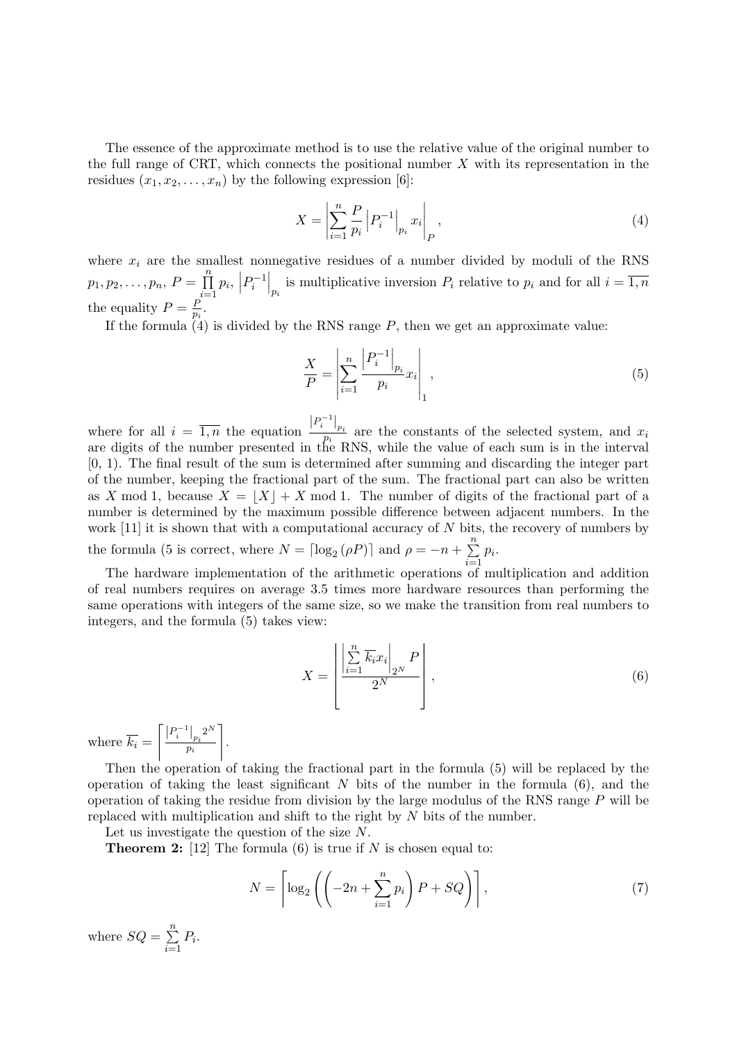The essence of the approximate method is to use the relative value of the original number to the full range of CRT, which connects the positional number $X$ with its representation in the residues $(x_1, x_2, \ldots, x_n)$ by the following expression [6]:

$$X = \left| \sum_{i=1}^{n} \frac{P}{p_i} \left| P_i^{-1} \right|_{p_i} x_i \right|_P, \tag{4}$$

where $x_i$ are the smallest nonnegative residues of a number divided by moduli of the RNS $p_1, p_2, \ldots, p_n$, $P = \prod_{i=1}^{n} p_i$, $\left| P_i^{-1} \right|_{p_i}$ is multiplicative inversion $P_i$ relative to $p_i$ and for all $i = \overline{1, n}$ the equality $P = \frac{P}{p_i}$.

If the formula (4) is divided by the RNS range $P$, then we get an approximate value:

$$\frac{X}{P} = \left| \sum_{i=1}^{n} \frac{\left| P_i^{-1} \right|_{p_i}}{p_i} x_i \right|_1, \tag{5}$$

where for all $i = \overline{1, n}$ the equation $\frac{\left| P_i^{-1} \right|_{p_i}}{p_i}$ are the constants of the selected system, and $x_i$ are digits of the number presented in the RNS, while the value of each sum is in the interval [0, 1). The final result of the sum is determined after summing and discarding the integer part of the number, keeping the fractional part of the sum. The fractional part can also be written as $X \bmod 1$, because $X = \lfloor X \rfloor + X \bmod 1$. The number of digits of the fractional part of a number is determined by the maximum possible difference between adjacent numbers. In the work [11] it is shown that with a computational accuracy of $N$ bits, the recovery of numbers by the formula (5 is correct, where $N = \lceil \log_2 (\rho P) \rceil$ and $\rho = -n + \sum_{i=1}^{n} p_i$.

The hardware implementation of the arithmetic operations of multiplication and addition of real numbers requires on average 3.5 times more hardware resources than performing the same operations with integers of the same size, so we make the transition from real numbers to integers, and the formula (5) takes view:

$$X = \left\lfloor \frac{\left| \sum_{i=1}^{n} \overline{k_i} x_i \right|_{2^N} P}{2^N} \right\rfloor, \tag{6}$$

where $\overline{k_i} = \left\lceil \frac{\left| P_i^{-1} \right|_{p_i} 2^N}{p_i} \right\rceil$.

Then the operation of taking the fractional part in the formula (5) will be replaced by the operation of taking the least significant $N$ bits of the number in the formula (6), and the operation of taking the residue from division by the large modulus of the RNS range $P$ will be replaced with multiplication and shift to the right by $N$ bits of the number.

Let us investigate the question of the size $N$.

**Theorem 2:** [12] The formula (6) is true if $N$ is chosen equal to:

$$N = \left\lceil \log_2 \left( \left( -2n + \sum_{i=1}^{n} p_i \right) P + SQ \right) \right\rceil, \tag{7}$$

where $SQ = \sum_{i=1}^{n} P_i$.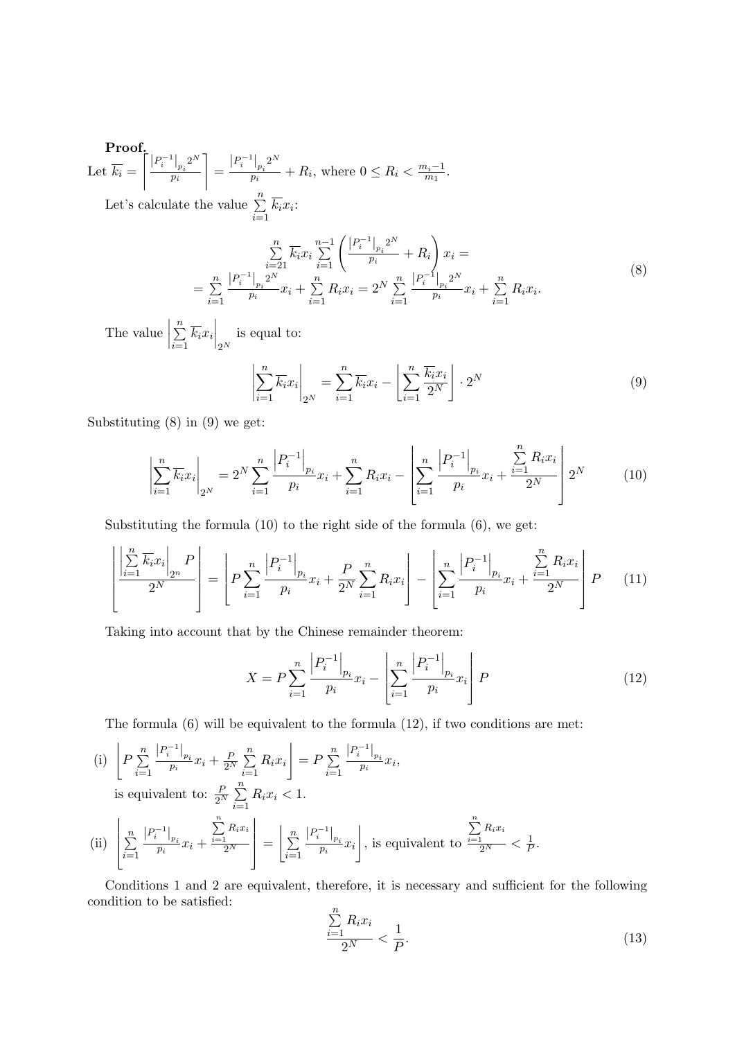**Proof.**
Let $\overline{k_i} = \left\lceil \frac{\left|P_i^{-1}\right|_{p_i} 2^N}{p_i} \right\rceil = \frac{\left|P_i^{-1}\right|_{p_i} 2^N}{p_i} + R_i$, where $0 \leq R_i < \frac{m_i - 1}{m_1}$.

Let's calculate the value $\sum\limits_{i=1}^{n} \overline{k_i} x_i$:

$$
\begin{aligned}
\sum_{i=21}^{n} \overline{k_i} x_i \sum_{i=1}^{n-1} \left( \frac{\left|P_i^{-1}\right|_{p_i} 2^N}{p_i} + R_i \right) x_i = \\
= \sum_{i=1}^{n} \frac{\left|P_i^{-1}\right|_{p_i} 2^N}{p_i} x_i + \sum_{i=1}^{n} R_i x_i = 2^N \sum_{i=1}^{n} \frac{\left|P_i^{-1}\right|_{p_i} 2^N}{p_i} x_i + \sum_{i=1}^{n} R_i x_i.
\end{aligned}
\tag{8}
$$

The value $\left| \sum\limits_{i=1}^{n} \overline{k_i} x_i \right|_{2^N}$ is equal to:

$$
\left| \sum_{i=1}^{n} \overline{k_i} x_i \right|_{2^N} = \sum_{i=1}^{n} \overline{k_i} x_i - \left\lfloor \sum_{i=1}^{n} \frac{\overline{k_i} x_i}{2^N} \right\rfloor \cdot 2^N \tag{9}
$$

Substituting (8) in (9) we get:

$$
\left| \sum_{i=1}^{n} \overline{k_i} x_i \right|_{2^N} = 2^N \sum_{i=1}^{n} \frac{\left|P_i^{-1}\right|_{p_i}}{p_i} x_i + \sum_{i=1}^{n} R_i x_i - \left\lfloor \sum_{i=1}^{n} \frac{\left|P_i^{-1}\right|_{p_i}}{p_i} x_i + \frac{\sum\limits_{i=1}^{n} R_i x_i}{2^N} \right\rfloor 2^N \tag{10}
$$

Substituting the formula (10) to the right side of the formula (6), we get:

$$
\left\lfloor \frac{\left| \sum\limits_{i=1}^{n} \overline{k_i} x_i \right|_{2^n} P}{2^N} \right\rfloor = \left\lfloor P \sum_{i=1}^{n} \frac{\left|P_i^{-1}\right|_{p_i}}{p_i} x_i + \frac{P}{2^N} \sum_{i=1}^{n} R_i x_i \right\rfloor - \left\lfloor \sum_{i=1}^{n} \frac{\left|P_i^{-1}\right|_{p_i}}{p_i} x_i + \frac{\sum\limits_{i=1}^{n} R_i x_i}{2^N} \right\rfloor P \tag{11}
$$

Taking into account that by the Chinese remainder theorem:

$$
X = P \sum_{i=1}^{n} \frac{\left|P_i^{-1}\right|_{p_i}}{p_i} x_i - \left\lfloor \sum_{i=1}^{n} \frac{\left|P_i^{-1}\right|_{p_i}}{p_i} x_i \right\rfloor P \tag{12}
$$

The formula (6) will be equivalent to the formula (12), if two conditions are met:

(i) $\left\lfloor P \sum\limits_{i=1}^{n} \frac{\left|P_i^{-1}\right|_{p_i}}{p_i} x_i + \frac{P}{2^N} \sum\limits_{i=1}^{n} R_i x_i \right\rfloor = P \sum\limits_{i=1}^{n} \frac{\left|P_i^{-1}\right|_{p_i}}{p_i} x_i$,
is equivalent to: $\frac{P}{2^N} \sum\limits_{i=1}^{n} R_i x_i < 1$.

(ii) $\left\lfloor \sum\limits_{i=1}^{n} \frac{\left|P_i^{-1}\right|_{p_i}}{p_i} x_i + \frac{\sum\limits_{i=1}^{n} R_i x_i}{2^N} \right\rfloor = \left\lfloor \sum\limits_{i=1}^{n} \frac{\left|P_i^{-1}\right|_{p_i}}{p_i} x_i \right\rfloor$, is equivalent to $\frac{\sum\limits_{i=1}^{n} R_i x_i}{2^N} < \frac{1}{P}$.

Conditions 1 and 2 are equivalent, therefore, it is necessary and sufficient for the following condition to be satisfied:

$$
\frac{\sum\limits_{i=1}^{n} R_i x_i}{2^N} < \frac{1}{P}. \tag{13}
$$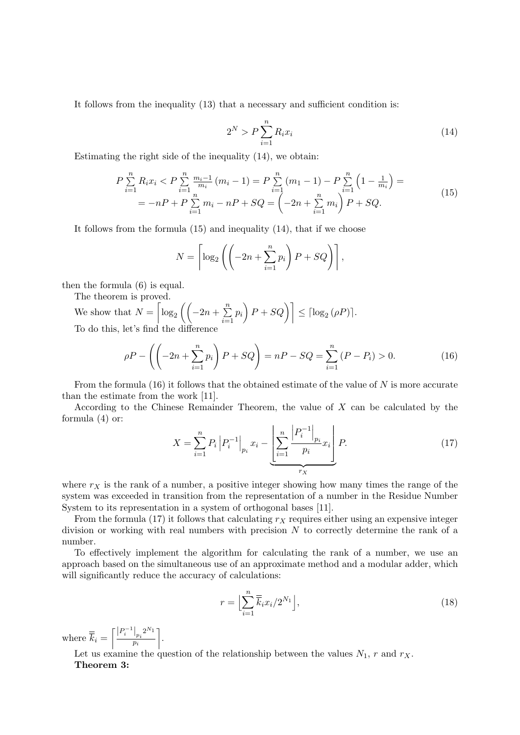It follows from the inequality (13) that a necessary and sufficient condition is:

$$2^N > P\sum_{i=1}^{n} R_i x_i \tag{14}$$

Estimating the right side of the inequality (14), we obtain:

$$\begin{gathered} P\sum_{i=1}^{n} R_i x_i < P\sum_{i=1}^{n} \frac{m_i-1}{m_i}\left(m_i-1\right) = P\sum_{i=1}^{n}\left(m_1-1\right) - P\sum_{i=1}^{n}\left(1-\frac{1}{m_i}\right) = \\ = -nP + P\sum_{i=1}^{n} m_i - nP + SQ = \left(-2n+\sum_{i=1}^{n} m_i\right)P + SQ. \end{gathered} \tag{15}$$

It follows from the formula (15) and inequality (14), that if we choose

$$N = \left\lceil \log_2\left(\left(-2n+\sum_{i=1}^{n} p_i\right)P + SQ\right)\right\rceil,$$

then the formula (6) is equal.

The theorem is proved.

We show that $N = \left\lceil \log_2\left(\left(-2n+\sum\limits_{i=1}^{n} p_i\right)P + SQ\right)\right\rceil \leq \lceil \log_2\left(\rho P\right)\rceil$.

To do this, let's find the difference

$$\rho P - \left(\left(-2n+\sum_{i=1}^{n} p_i\right)P + SQ\right) = nP - SQ = \sum_{i=1}^{n}\left(P - P_i\right) > 0. \tag{16}$$

From the formula (16) it follows that the obtained estimate of the value of $N$ is more accurate than the estimate from the work [11].

According to the Chinese Remainder Theorem, the value of $X$ can be calculated by the formula (4) or:

$$X = \sum_{i=1}^{n} P_i \left|P_i^{-1}\right|_{p_i} x_i - \underbrace{\left\lfloor \sum_{i=1}^{n} \frac{\left|P_i^{-1}\right|_{p_i}}{p_i} x_i \right\rfloor}_{r_X} P. \tag{17}$$

where $r_X$ is the rank of a number, a positive integer showing how many times the range of the system was exceeded in transition from the representation of a number in the Residue Number System to its representation in a system of orthogonal bases [11].

From the formula (17) it follows that calculating $r_X$ requires either using an expensive integer division or working with real numbers with precision $N$ to correctly determine the rank of a number.

To effectively implement the algorithm for calculating the rank of a number, we use an approach based on the simultaneous use of an approximate method and a modular adder, which will significantly reduce the accuracy of calculations:

$$r = \left\lfloor \sum_{i=1}^{n} \overline{\overline{k}}_i x_i / 2^{N_1} \right\rfloor, \tag{18}$$

where $\overline{\overline{k}}_i = \left\lceil \frac{\left|P_i^{-1}\right|_{p_i} 2^{N_1}}{p_i} \right\rceil$.

Let us examine the question of the relationship between the values $N_1$, $r$ and $r_X$.

**Theorem 3:**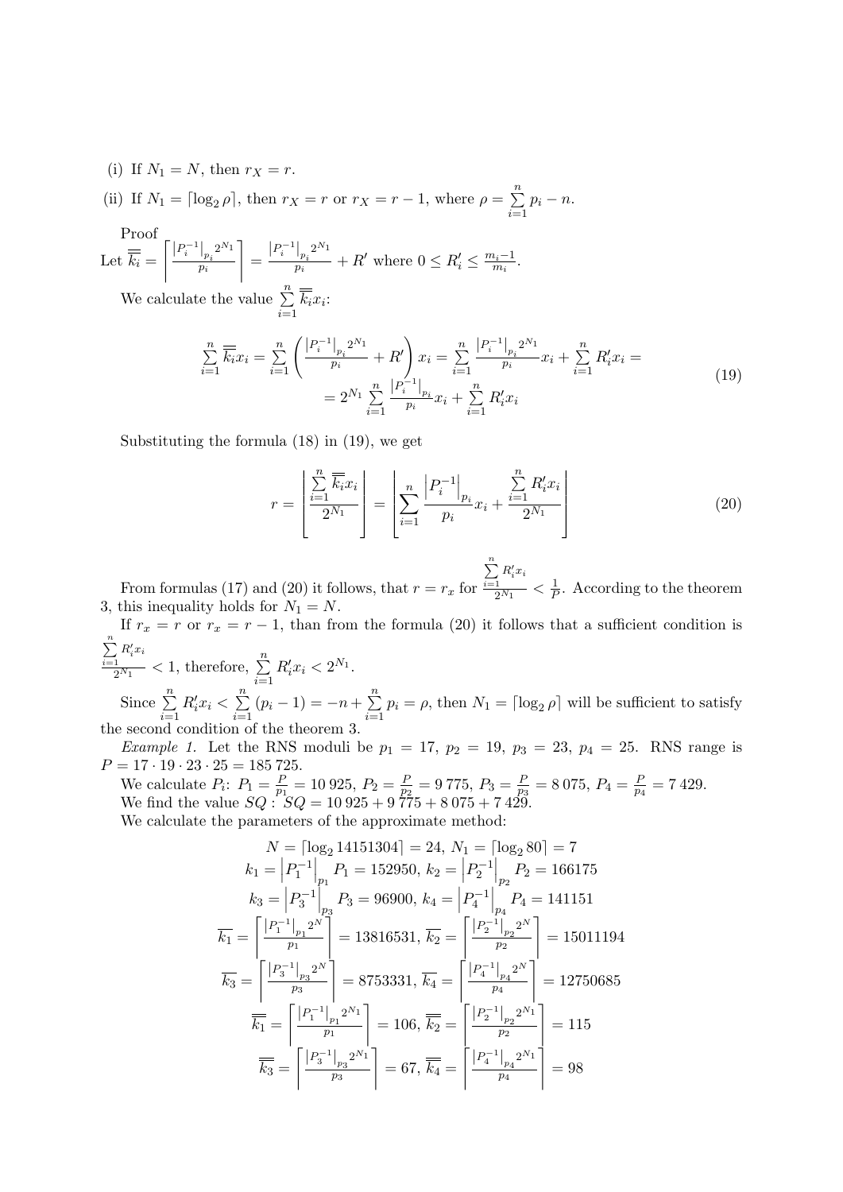(i) If $N_1 = N$, then $r_X = r$.

(ii) If $N_1 = \lceil \log_2 \rho \rceil$, then $r_X = r$ or $r_X = r - 1$, where $\rho = \sum\limits_{i=1}^{n} p_i - n$.

Proof

Let $\overline{\overline{k_i}} = \left\lceil \frac{\left|P_i^{-1}\right|_{p_i} 2^{N_1}}{p_i} \right\rceil = \frac{\left|P_i^{-1}\right|_{p_i} 2^{N_1}}{p_i} + R'$ where $0 \le R_i' \le \frac{m_i - 1}{m_i}$.

We calculate the value $\sum\limits_{i=1}^{n} \overline{\overline{k_i}} x_i$:

$$\sum_{i=1}^{n} \overline{\overline{k_i}} x_i = \sum_{i=1}^{n} \left( \frac{\left|P_i^{-1}\right|_{p_i} 2^{N_1}}{p_i} + R' \right) x_i = \sum_{i=1}^{n} \frac{\left|P_i^{-1}\right|_{p_i} 2^{N_1}}{p_i} x_i + \sum_{i=1}^{n} R_i' x_i = 2^{N_1} \sum_{i=1}^{n} \frac{\left|P_i^{-1}\right|_{p_i}}{p_i} x_i + \sum_{i=1}^{n} R_i' x_i \tag{19}$$

Substituting the formula (18) in (19), we get

$$r = \left\lfloor \frac{\sum\limits_{i=1}^{n} \overline{\overline{k_i}} x_i}{2^{N_1}} \right\rfloor = \left\lfloor \sum_{i=1}^{n} \frac{\left|P_i^{-1}\right|_{p_i}}{p_i} x_i + \frac{\sum\limits_{i=1}^{n} R_i' x_i}{2^{N_1}} \right\rfloor \tag{20}$$

From formulas (17) and (20) it follows, that $r = r_x$ for $\frac{\sum\limits_{i=1}^{n} R_i' x_i}{2^{N_1}} < \frac{1}{P}$. According to the theorem 3, this inequality holds for $N_1 = N$.

If $r_x = r$ or $r_x = r - 1$, than from the formula (20) it follows that a sufficient condition is $\frac{\sum\limits_{i=1}^{n} R_i' x_i}{2^{N_1}} < 1$, therefore, $\sum\limits_{i=1}^{n} R_i' x_i < 2^{N_1}$.

Since $\sum\limits_{i=1}^{n} R_i' x_i < \sum\limits_{i=1}^{n} (p_i - 1) = -n + \sum\limits_{i=1}^{n} p_i = \rho$, then $N_1 = \lceil \log_2 \rho \rceil$ will be sufficient to satisfy the second condition of the theorem 3.

*Example 1.* Let the RNS moduli be $p_1 = 17$, $p_2 = 19$, $p_3 = 23$, $p_4 = 25$. RNS range is $P = 17 \cdot 19 \cdot 23 \cdot 25 = 185\,725$.

We calculate $P_i$: $P_1 = \frac{P}{p_1} = 10\,925$, $P_2 = \frac{P}{p_2} = 9\,775$, $P_3 = \frac{P}{p_3} = 8\,075$, $P_4 = \frac{P}{p_4} = 7\,429$.

We find the value $SQ$ : $SQ = 10\,925 + 9\,775 + 8\,075 + 7\,429$.

We calculate the parameters of the approximate method:

$$N = \lceil \log_2 14151304 \rceil = 24,\ N_1 = \lceil \log_2 80 \rceil = 7$$

$$k_1 = \left|P_1^{-1}\right|_{p_1} P_1 = 152950,\ k_2 = \left|P_2^{-1}\right|_{p_2} P_2 = 166175$$

$$k_3 = \left|P_3^{-1}\right|_{p_3} P_3 = 96900,\ k_4 = \left|P_4^{-1}\right|_{p_4} P_4 = 141151$$

$$\overline{k_1} = \left\lceil \frac{\left|P_1^{-1}\right|_{p_1} 2^N}{p_1} \right\rceil = 13816531,\ \overline{k_2} = \left\lceil \frac{\left|P_2^{-1}\right|_{p_2} 2^N}{p_2} \right\rceil = 15011194$$

$$\overline{k_3} = \left\lceil \frac{\left|P_3^{-1}\right|_{p_3} 2^N}{p_3} \right\rceil = 8753331,\ \overline{k_4} = \left\lceil \frac{\left|P_4^{-1}\right|_{p_4} 2^N}{p_4} \right\rceil = 12750685$$

$$\overline{\overline{k_1}} = \left\lceil \frac{\left|P_1^{-1}\right|_{p_1} 2^{N_1}}{p_1} \right\rceil = 106,\ \overline{\overline{k_2}} = \left\lceil \frac{\left|P_2^{-1}\right|_{p_2} 2^{N_1}}{p_2} \right\rceil = 115$$

$$\overline{\overline{k_3}} = \left\lceil \frac{\left|P_3^{-1}\right|_{p_3} 2^{N_1}}{p_3} \right\rceil = 67,\ \overline{\overline{k_4}} = \left\lceil \frac{\left|P_4^{-1}\right|_{p_4} 2^{N_1}}{p_4} \right\rceil = 98$$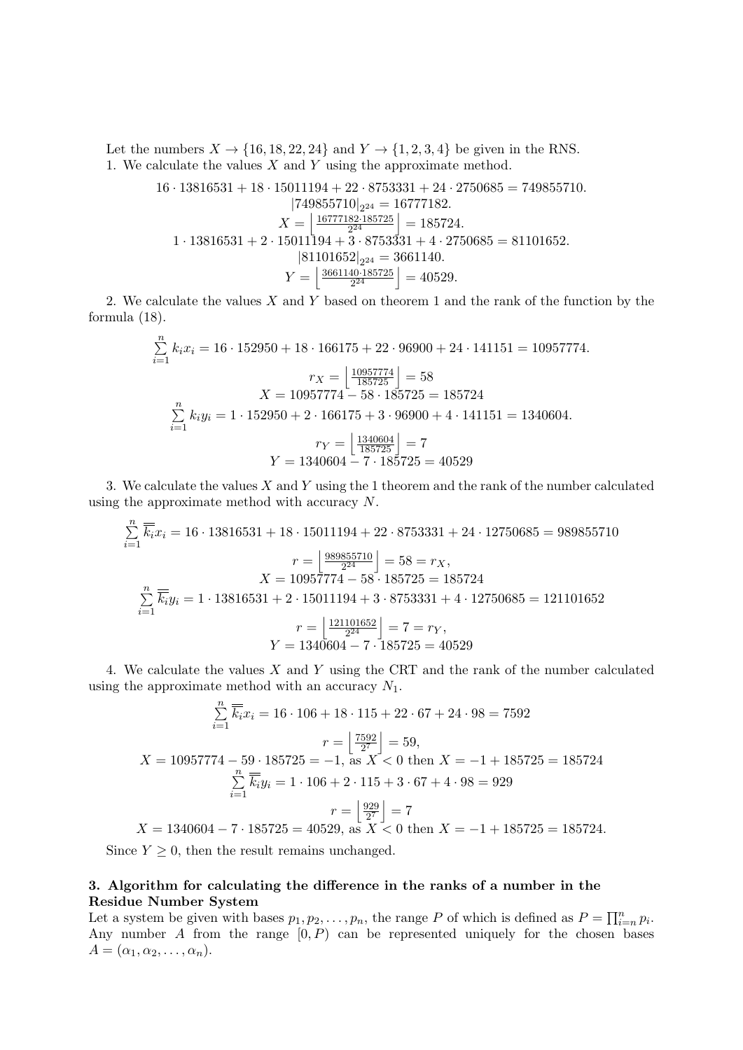Let the numbers $X \to \{16, 18, 22, 24\}$ and $Y \to \{1, 2, 3, 4\}$ be given in the RNS.

1. We calculate the values $X$ and $Y$ using the approximate method.

$$16 \cdot 13816531 + 18 \cdot 15011194 + 22 \cdot 8753331 + 24 \cdot 2750685 = 749855710.$$
$$|749855710|_{2^{24}} = 16777182.$$
$$X = \left\lfloor \frac{16777182 \cdot 185725}{2^{24}} \right\rfloor = 185724.$$
$$1 \cdot 13816531 + 2 \cdot 15011194 + 3 \cdot 8753331 + 4 \cdot 2750685 = 81101652.$$
$$|81101652|_{2^{24}} = 3661140.$$
$$Y = \left\lfloor \frac{3661140 \cdot 185725}{2^{24}} \right\rfloor = 40529.$$

2. We calculate the values $X$ and $Y$ based on theorem 1 and the rank of the function by the formula (18).

$$\sum_{i=1}^{n} k_i x_i = 16 \cdot 152950 + 18 \cdot 166175 + 22 \cdot 96900 + 24 \cdot 141151 = 10957774.$$
$$r_X = \left\lfloor \frac{10957774}{185725} \right\rfloor = 58$$
$$X = 10957774 - 58 \cdot 185725 = 185724$$
$$\sum_{i=1}^{n} k_i y_i = 1 \cdot 152950 + 2 \cdot 166175 + 3 \cdot 96900 + 4 \cdot 141151 = 1340604.$$
$$r_Y = \left\lfloor \frac{1340604}{185725} \right\rfloor = 7$$
$$Y = 1340604 - 7 \cdot 185725 = 40529$$

3. We calculate the values $X$ and $Y$ using the 1 theorem and the rank of the number calculated using the approximate method with accuracy $N$.

$$\sum_{i=1}^{n} \overline{\overline{k_i}} x_i = 16 \cdot 13816531 + 18 \cdot 15011194 + 22 \cdot 8753331 + 24 \cdot 12750685 = 989855710$$
$$r = \left\lfloor \frac{989855710}{2^{24}} \right\rfloor = 58 = r_X,$$
$$X = 10957774 - 58 \cdot 185725 = 185724$$
$$\sum_{i=1}^{n} \overline{\overline{k_i}} y_i = 1 \cdot 13816531 + 2 \cdot 15011194 + 3 \cdot 8753331 + 4 \cdot 12750685 = 121101652$$
$$r = \left\lfloor \frac{121101652}{2^{24}} \right\rfloor = 7 = r_Y,$$
$$Y = 1340604 - 7 \cdot 185725 = 40529$$

4. We calculate the values $X$ and $Y$ using the CRT and the rank of the number calculated using the approximate method with an accuracy $N_1$.

$$\sum_{i=1}^{n} \overline{\overline{k_i}} x_i = 16 \cdot 106 + 18 \cdot 115 + 22 \cdot 67 + 24 \cdot 98 = 7592$$
$$r = \left\lfloor \frac{7592}{2^7} \right\rfloor = 59,$$
$$X = 10957774 - 59 \cdot 185725 = -1, \text{ as } X < 0 \text{ then } X = -1 + 185725 = 185724$$
$$\sum_{i=1}^{n} \overline{\overline{k_i}} y_i = 1 \cdot 106 + 2 \cdot 115 + 3 \cdot 67 + 4 \cdot 98 = 929$$
$$r = \left\lfloor \frac{929}{2^7} \right\rfloor = 7$$
$$X = 1340604 - 7 \cdot 185725 = 40529, \text{ as } X < 0 \text{ then } X = -1 + 185725 = 185724.$$

Since $Y \geq 0$, then the result remains unchanged.

### 3. Algorithm for calculating the difference in the ranks of a number in the Residue Number System

Let a system be given with bases $p_1, p_2, \ldots, p_n$, the range $P$ of which is defined as $P = \prod_{i=n}^{n} p_i$. Any number $A$ from the range $[0, P)$ can be represented uniquely for the chosen bases $A = (\alpha_1, \alpha_2, \ldots, \alpha_n)$.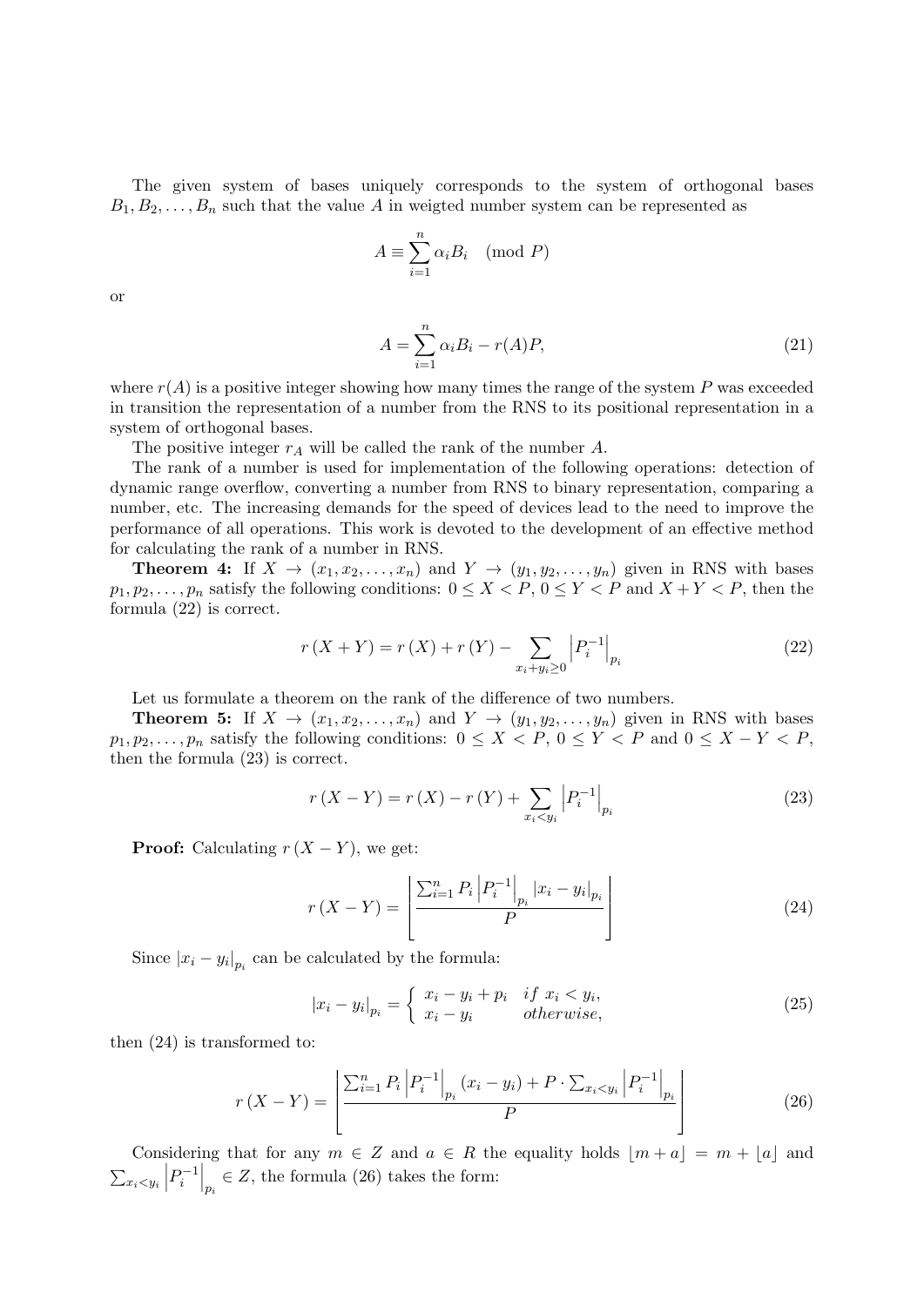The given system of bases uniquely corresponds to the system of orthogonal bases $B_1, B_2, \ldots, B_n$ such that the value $A$ in weigted number system can be represented as

$$A \equiv \sum_{i=1}^{n} \alpha_i B_i \pmod{P}$$

or

$$A = \sum_{i=1}^{n} \alpha_i B_i - r(A)P, \tag{21}$$

where $r(A)$ is a positive integer showing how many times the range of the system $P$ was exceeded in transition the representation of a number from the RNS to its positional representation in a system of orthogonal bases.

The positive integer $r_A$ will be called the rank of the number $A$.

The rank of a number is used for implementation of the following operations: detection of dynamic range overflow, converting a number from RNS to binary representation, comparing a number, etc. The increasing demands for the speed of devices lead to the need to improve the performance of all operations. This work is devoted to the development of an effective method for calculating the rank of a number in RNS.

**Theorem 4:** If $X \to (x_1, x_2, \ldots, x_n)$ and $Y \to (y_1, y_2, \ldots, y_n)$ given in RNS with bases $p_1, p_2, \ldots, p_n$ satisfy the following conditions: $0 \le X < P$, $0 \le Y < P$ and $X + Y < P$, then the formula (22) is correct.

$$r\left(X+Y\right) = r\left(X\right) + r\left(Y\right) - \sum_{x_i + y_i \ge 0} \left|P_i^{-1}\right|_{p_i} \tag{22}$$

Let us formulate a theorem on the rank of the difference of two numbers.

**Theorem 5:** If $X \to (x_1, x_2, \ldots, x_n)$ and $Y \to (y_1, y_2, \ldots, y_n)$ given in RNS with bases $p_1, p_2, \ldots, p_n$ satisfy the following conditions: $0 \le X < P$, $0 \le Y < P$ and $0 \le X - Y < P$, then the formula (23) is correct.

$$r\left(X-Y\right) = r\left(X\right) - r\left(Y\right) + \sum_{x_i < y_i} \left|P_i^{-1}\right|_{p_i} \tag{23}$$

**Proof:** Calculating $r\left(X-Y\right)$, we get:

$$r\left(X-Y\right) = \left\lfloor \frac{\sum_{i=1}^{n} P_i \left|P_i^{-1}\right|_{p_i} \left|x_i - y_i\right|_{p_i}}{P} \right\rfloor \tag{24}$$

Since $\left|x_i - y_i\right|_{p_i}$ can be calculated by the formula:

$$\left|x_i - y_i\right|_{p_i} = \begin{cases} x_i - y_i + p_i & if\ x_i < y_i, \\ x_i - y_i & otherwise, \end{cases} \tag{25}$$

then (24) is transformed to:

$$r\left(X-Y\right) = \left\lfloor \frac{\sum_{i=1}^{n} P_i \left|P_i^{-1}\right|_{p_i} \left(x_i - y_i\right) + P \cdot \sum_{x_i < y_i} \left|P_i^{-1}\right|_{p_i}}{P} \right\rfloor \tag{26}$$

Considering that for any $m \in Z$ and $a \in R$ the equality holds $\lfloor m + a \rfloor = m + \lfloor a \rfloor$ and $\sum_{x_i < y_i} \left|P_i^{-1}\right|_{p_i} \in Z$, the formula (26) takes the form: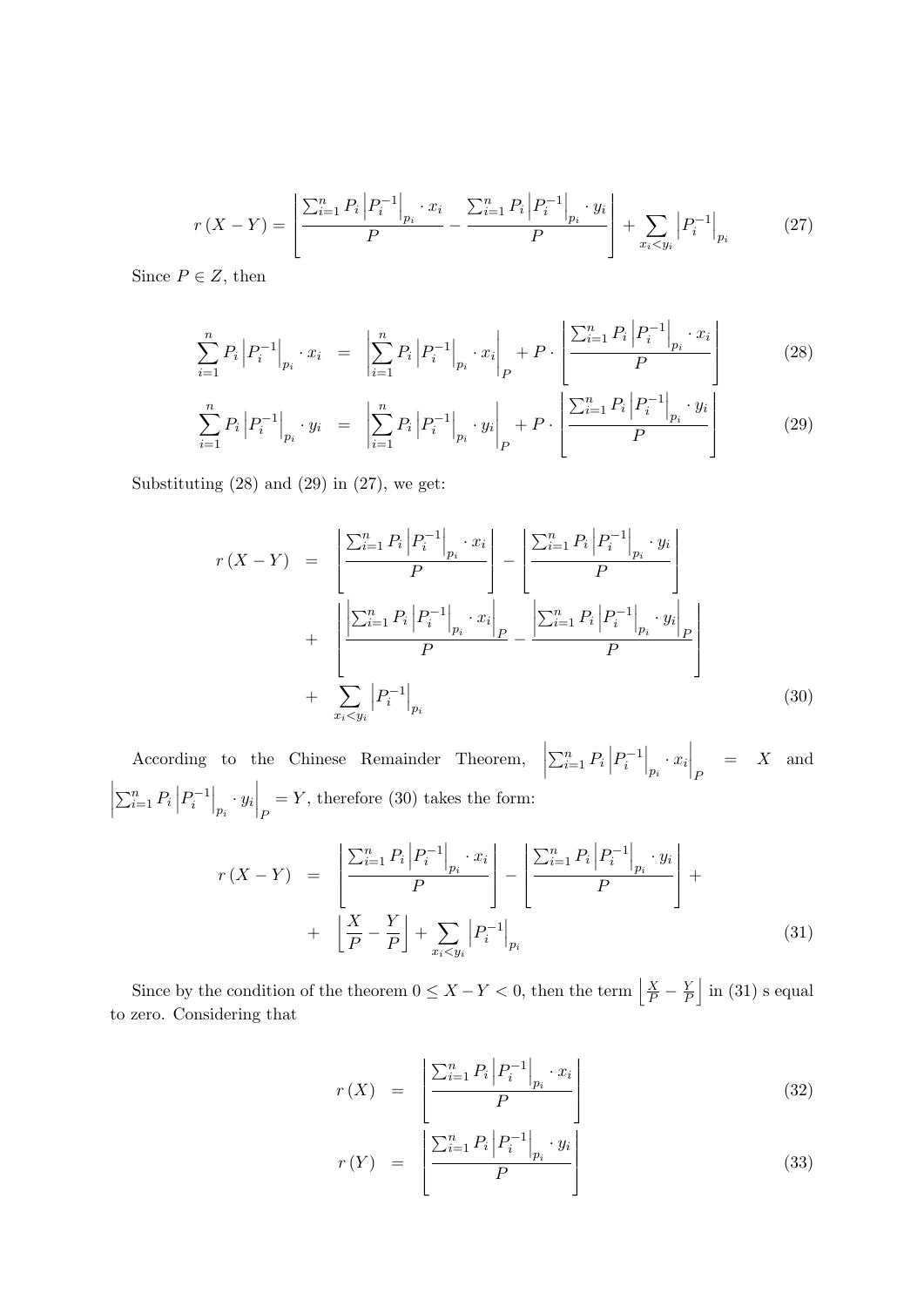$$r\left(X-Y\right)=\left\lfloor\frac{\sum_{i=1}^{n}P_i\left|P_i^{-1}\right|_{p_i}\cdot x_i}{P}-\frac{\sum_{i=1}^{n}P_i\left|P_i^{-1}\right|_{p_i}\cdot y_i}{P}\right\rfloor+\sum_{x_i<y_i}\left|P_i^{-1}\right|_{p_i} \tag{27}$$

Since $P\in Z$, then

$$\sum_{i=1}^{n}P_i\left|P_i^{-1}\right|_{p_i}\cdot x_i = \left|\sum_{i=1}^{n}P_i\left|P_i^{-1}\right|_{p_i}\cdot x_i\right|_P+P\cdot\left\lfloor\frac{\sum_{i=1}^{n}P_i\left|P_i^{-1}\right|_{p_i}\cdot x_i}{P}\right\rfloor \tag{28}$$

$$\sum_{i=1}^{n}P_i\left|P_i^{-1}\right|_{p_i}\cdot y_i = \left|\sum_{i=1}^{n}P_i\left|P_i^{-1}\right|_{p_i}\cdot y_i\right|_P+P\cdot\left\lfloor\frac{\sum_{i=1}^{n}P_i\left|P_i^{-1}\right|_{p_i}\cdot y_i}{P}\right\rfloor \tag{29}$$

Substituting (28) and (29) in (27), we get:

$$\begin{aligned}r\left(X-Y\right) &= \left\lfloor\frac{\sum_{i=1}^{n}P_i\left|P_i^{-1}\right|_{p_i}\cdot x_i}{P}\right\rfloor-\left\lfloor\frac{\sum_{i=1}^{n}P_i\left|P_i^{-1}\right|_{p_i}\cdot y_i}{P}\right\rfloor\\ &+\left\lfloor\frac{\left|\sum_{i=1}^{n}P_i\left|P_i^{-1}\right|_{p_i}\cdot x_i\right|_P}{P}-\frac{\left|\sum_{i=1}^{n}P_i\left|P_i^{-1}\right|_{p_i}\cdot y_i\right|_P}{P}\right\rfloor\\ &+\sum_{x_i<y_i}\left|P_i^{-1}\right|_{p_i}\end{aligned} \tag{30}$$

According to the Chinese Remainder Theorem, $\left|\sum_{i=1}^{n}P_i\left|P_i^{-1}\right|_{p_i}\cdot x_i\right|_P = X$ and $\left|\sum_{i=1}^{n}P_i\left|P_i^{-1}\right|_{p_i}\cdot y_i\right|_P=Y$, therefore (30) takes the form:

$$\begin{aligned}r\left(X-Y\right) &= \left\lfloor\frac{\sum_{i=1}^{n}P_i\left|P_i^{-1}\right|_{p_i}\cdot x_i}{P}\right\rfloor-\left\lfloor\frac{\sum_{i=1}^{n}P_i\left|P_i^{-1}\right|_{p_i}\cdot y_i}{P}\right\rfloor+\\ &+\left\lfloor\frac{X}{P}-\frac{Y}{P}\right\rfloor+\sum_{x_i<y_i}\left|P_i^{-1}\right|_{p_i}\end{aligned} \tag{31}$$

Since by the condition of the theorem $0\leq X-Y<0$, then the term $\left\lfloor\frac{X}{P}-\frac{Y}{P}\right\rfloor$ in (31) s equal to zero. Considering that

$$r\left(X\right) = \left\lfloor\frac{\sum_{i=1}^{n}P_i\left|P_i^{-1}\right|_{p_i}\cdot x_i}{P}\right\rfloor \tag{32}$$

$$r\left(Y\right) = \left\lfloor\frac{\sum_{i=1}^{n}P_i\left|P_i^{-1}\right|_{p_i}\cdot y_i}{P}\right\rfloor \tag{33}$$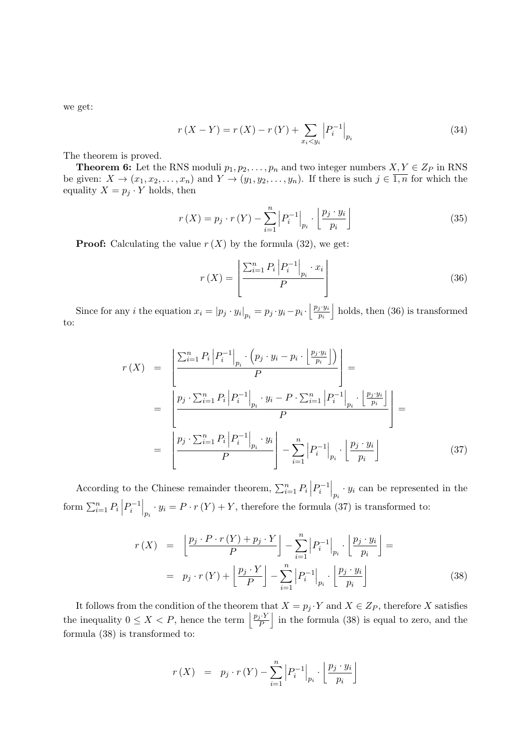we get:

$$r\left(X-Y\right)=r\left(X\right)-r\left(Y\right)+\sum_{x_i<y_i}\left|P_i^{-1}\right|_{p_i} \tag{34}$$

The theorem is proved.

**Theorem 6:** Let the RNS moduli $p_1, p_2, \ldots, p_n$ and two integer numbers $X, Y \in Z_P$ in RNS be given: $X \rightarrow (x_1, x_2, \ldots, x_n)$ and $Y \rightarrow (y_1, y_2, \ldots, y_n)$. If there is such $j \in \overline{1,n}$ for which the equality $X = p_j \cdot Y$ holds, then

$$r\left(X\right)=p_j\cdot r\left(Y\right)-\sum_{i=1}^{n}\left|P_i^{-1}\right|_{p_i}\cdot\left\lfloor\frac{p_j\cdot y_i}{p_i}\right\rfloor \tag{35}$$

**Proof:** Calculating the value $r(X)$ by the formula (32), we get:

$$r\left(X\right)=\left\lfloor\frac{\sum_{i=1}^{n}P_i\left|P_i^{-1}\right|_{p_i}\cdot x_i}{P}\right\rfloor \tag{36}$$

Since for any $i$ the equation $x_i = \left|p_j \cdot y_i\right|_{p_i} = p_j \cdot y_i - p_i \cdot \left\lfloor \frac{p_j \cdot y_i}{p_i} \right\rfloor$ holds, then (36) is transformed to:

$$\begin{aligned}
r\left(X\right) &= \left\lfloor\frac{\sum_{i=1}^{n}P_i\left|P_i^{-1}\right|_{p_i}\cdot\left(p_j\cdot y_i-p_i\cdot\left\lfloor\frac{p_j\cdot y_i}{p_i}\right\rfloor\right)}{P}\right\rfloor = \\
&= \left\lfloor\frac{p_j\cdot\sum_{i=1}^{n}P_i\left|P_i^{-1}\right|_{p_i}\cdot y_i-P\cdot\sum_{i=1}^{n}\left|P_i^{-1}\right|_{p_i}\cdot\left\lfloor\frac{p_j\cdot y_i}{p_i}\right\rfloor}{P}\right\rfloor = \\
&= \left\lfloor\frac{p_j\cdot\sum_{i=1}^{n}P_i\left|P_i^{-1}\right|_{p_i}\cdot y_i}{P}\right\rfloor-\sum_{i=1}^{n}\left|P_i^{-1}\right|_{p_i}\cdot\left\lfloor\frac{p_j\cdot y_i}{p_i}\right\rfloor
\end{aligned} \tag{37}$$

According to the Chinese remainder theorem, $\sum_{i=1}^{n} P_i \left|P_i^{-1}\right|_{p_i} \cdot y_i$ can be represented in the form $\sum_{i=1}^{n} P_i \left|P_i^{-1}\right|_{p_i} \cdot y_i = P \cdot r(Y) + Y$, therefore the formula (37) is transformed to:

$$\begin{aligned}
r\left(X\right) &= \left\lfloor\frac{p_j\cdot P\cdot r\left(Y\right)+p_j\cdot Y}{P}\right\rfloor-\sum_{i=1}^{n}\left|P_i^{-1}\right|_{p_i}\cdot\left\lfloor\frac{p_j\cdot y_i}{p_i}\right\rfloor = \\
&= p_j\cdot r\left(Y\right)+\left\lfloor\frac{p_j\cdot Y}{P}\right\rfloor-\sum_{i=1}^{n}\left|P_i^{-1}\right|_{p_i}\cdot\left\lfloor\frac{p_j\cdot y_i}{p_i}\right\rfloor
\end{aligned} \tag{38}$$

It follows from the condition of the theorem that $X = p_j \cdot Y$ and $X \in Z_P$, therefore $X$ satisfies the inequality $0 \leq X < P$, hence the term $\left\lfloor \frac{p_j \cdot Y}{P} \right\rfloor$ in the formula (38) is equal to zero, and the formula (38) is transformed to:

$$r\left(X\right) = p_j\cdot r\left(Y\right)-\sum_{i=1}^{n}\left|P_i^{-1}\right|_{p_i}\cdot\left\lfloor\frac{p_j\cdot y_i}{p_i}\right\rfloor$$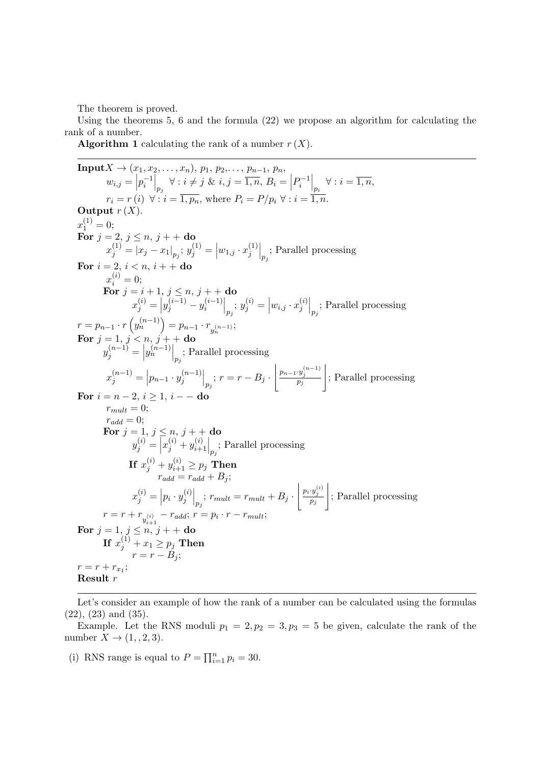The theorem is proved.

Using the theorems 5, 6 and the formula (22) we propose an algorithm for calculating the rank of a number.

**Algorithm 1** calculating the rank of a number $r(X)$.

---

**Input** $X \to (x_1, x_2, \ldots, x_n)$, $p_1, p_2, \ldots, p_{n-1}, p_n$,
  $w_{i,j} = \left|p_i^{-1}\right|_{p_j}$ $\forall : i \neq j$ & $i, j = \overline{1, n}$, $B_i = \left|P_i^{-1}\right|_{p_i}$ $\forall : i = \overline{1, n}$,
  $r_i = r(i)$ $\forall : i = \overline{1, p_n}$, where $P_i = P/p_i$ $\forall : i = \overline{1, n}$.
**Output** $r(X)$.
$x_1^{(1)} = 0$;
**For** $j = 2$, $j \leq n$, $j++$ **do**
  $x_j^{(1)} = \left|x_j - x_1\right|_{p_j}$; $y_j^{(1)} = \left|w_{1,j} \cdot x_j^{(1)}\right|_{p_j}$; Parallel processing
**For** $i = 2$, $i < n$, $i++$ **do**
  $x_i^{(i)} = 0$;
  **For** $j = i+1$, $j \leq n$, $j++$ **do**
    $x_j^{(i)} = \left|y_j^{(i-1)} - y_i^{(i-1)}\right|_{p_j}$; $y_j^{(i)} = \left|w_{i,j} \cdot x_j^{(i)}\right|_{p_j}$; Parallel processing
$r = p_{n-1} \cdot r\left(y_n^{(n-1)}\right) = p_{n-1} \cdot r_{y_n^{(n-1)}}$;
**For** $j = 1$, $j < n$, $j++$ **do**
  $y_j^{(n-1)} = \left|y_n^{(n-1)}\right|_{p_j}$; Parallel processing
  $x_j^{(n-1)} = \left|p_{n-1} \cdot y_j^{(n-1)}\right|_{p_j}$; $r = r - B_j \cdot \left\lfloor \frac{p_{n-1} \cdot y_j^{(n-1)}}{p_j} \right\rfloor$; Parallel processing
**For** $i = n-2$, $i \geq 1$, $i--$ **do**
  $r_{mult} = 0$;
  $r_{add} = 0$;
  **For** $j = 1$, $j \leq n$, $j++$ **do**
    $y_j^{(i)} = \left|x_j^{(i)} + y_{i+1}^{(i)}\right|_{p_j}$; Parallel processing
    **If** $x_j^{(i)} + y_{i+1}^{(i)} \geq p_j$ **Then**
      $r_{add} = r_{add} + B_j$;
    $x_j^{(i)} = \left|p_i \cdot y_j^{(i)}\right|_{p_j}$; $r_{mult} = r_{mult} + B_j \cdot \left\lfloor \frac{p_i \cdot y_j^{(i)}}{p_j} \right\rfloor$; Parallel processing
  $r = r + r_{y_{i+1}^{(i)}} - r_{add}$; $r = p_i \cdot r - r_{mult}$;
**For** $j = 1$, $j \leq n$, $j++$ **do**
  **If** $x_j^{(1)} + x_1 \geq p_j$ **Then**
    $r = r - B_j$;
$r = r + r_{x_1}$;
**Result** $r$

---

Let's consider an example of how the rank of a number can be calculated using the formulas (22), (23) and (35).

Example. Let the RNS moduli $p_1 = 2, p_2 = 3, p_3 = 5$ be given, calculate the rank of the number $X \to (1, , 2, 3)$.

(i) RNS range is equal to $P = \prod_{i=1}^{n} p_i = 30$.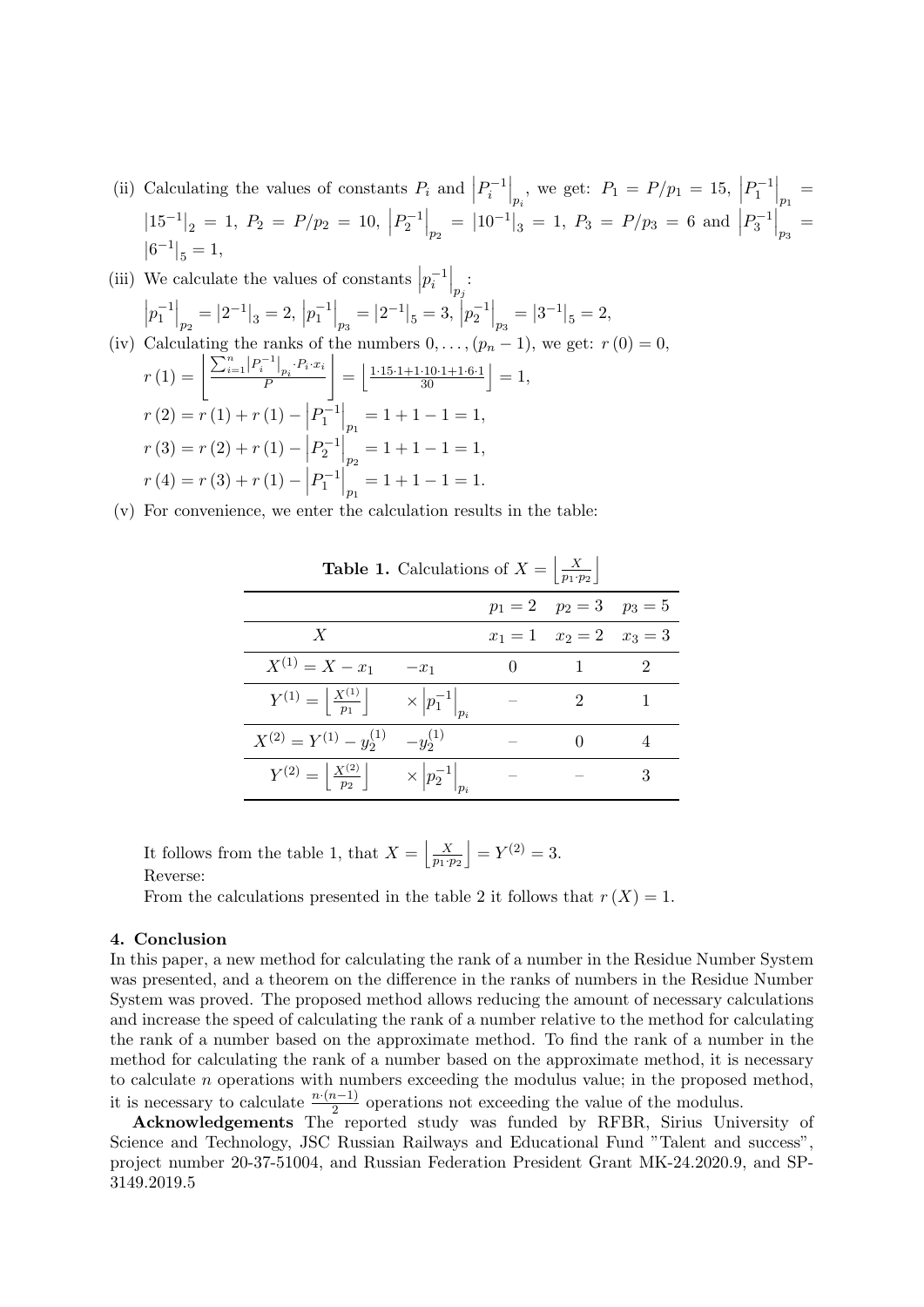(ii) Calculating the values of constants $P_i$ and $\left|P_i^{-1}\right|_{p_i}$, we get: $P_1 = P/p_1 = 15$, $\left|P_1^{-1}\right|_{p_1} = \left|15^{-1}\right|_2 = 1$, $P_2 = P/p_2 = 10$, $\left|P_2^{-1}\right|_{p_2} = \left|10^{-1}\right|_3 = 1$, $P_3 = P/p_3 = 6$ and $\left|P_3^{-1}\right|_{p_3} = \left|6^{-1}\right|_5 = 1$,

(iii) We calculate the values of constants $\left|p_i^{-1}\right|_{p_j}$:

$\left|p_1^{-1}\right|_{p_2} = \left|2^{-1}\right|_3 = 2$, $\left|p_1^{-1}\right|_{p_3} = \left|2^{-1}\right|_5 = 3$, $\left|p_2^{-1}\right|_{p_3} = \left|3^{-1}\right|_5 = 2$,

(iv) Calculating the ranks of the numbers $0, \ldots, (p_n - 1)$, we get: $r(0) = 0$,

$r(1) = \left\lfloor \frac{\sum_{i=1}^{n} \left|P_i^{-1}\right|_{p_i} \cdot P_i \cdot x_i}{P} \right\rfloor = \left\lfloor \frac{1 \cdot 15 \cdot 1 + 1 \cdot 10 \cdot 1 + 1 \cdot 6 \cdot 1}{30} \right\rfloor = 1$,

$r(2) = r(1) + r(1) - \left|P_1^{-1}\right|_{p_1} = 1 + 1 - 1 = 1$,

$r(3) = r(2) + r(1) - \left|P_2^{-1}\right|_{p_2} = 1 + 1 - 1 = 1$,

$r(4) = r(3) + r(1) - \left|P_1^{-1}\right|_{p_1} = 1 + 1 - 1 = 1$.

(v) For convenience, we enter the calculation results in the table:

**Table 1.** Calculations of $X = \left\lfloor \frac{X}{p_1 \cdot p_2} \right\rfloor$

| | | $p_1 = 2$ | $p_2 = 3$ | $p_3 = 5$ |
|---|---|---|---|---|
| $X$ | | $x_1 = 1$ | $x_2 = 2$ | $x_3 = 3$ |
| $X^{(1)} = X - x_1$ | $-x_1$ | 0 | 1 | 2 |
| $Y^{(1)} = \left\lfloor \frac{X^{(1)}}{p_1} \right\rfloor$ | $\times \left\lvert p_1^{-1} \right\rvert_{p_i}$ | – | 2 | 1 |
| $X^{(2)} = Y^{(1)} - y_2^{(1)}$ | $-y_2^{(1)}$ | – | 0 | 4 |
| $Y^{(2)} = \left\lfloor \frac{X^{(2)}}{p_2} \right\rfloor$ | $\times \left\lvert p_2^{-1} \right\rvert_{p_i}$ | – | – | 3 |

It follows from the table 1, that $X = \left\lfloor \frac{X}{p_1 \cdot p_2} \right\rfloor = Y^{(2)} = 3$.

Reverse:

From the calculations presented in the table 2 it follows that $r(X) = 1$.

## 4. Conclusion

In this paper, a new method for calculating the rank of a number in the Residue Number System was presented, and a theorem on the difference in the ranks of numbers in the Residue Number System was proved. The proposed method allows reducing the amount of necessary calculations and increase the speed of calculating the rank of a number relative to the method for calculating the rank of a number based on the approximate method. To find the rank of a number in the method for calculating the rank of a number based on the approximate method, it is necessary to calculate $n$ operations with numbers exceeding the modulus value; in the proposed method, it is necessary to calculate $\frac{n \cdot (n-1)}{2}$ operations not exceeding the value of the modulus.

**Acknowledgements** The reported study was funded by RFBR, Sirius University of Science and Technology, JSC Russian Railways and Educational Fund "Talent and success", project number 20-37-51004, and Russian Federation President Grant MK-24.2020.9, and SP-3149.2019.5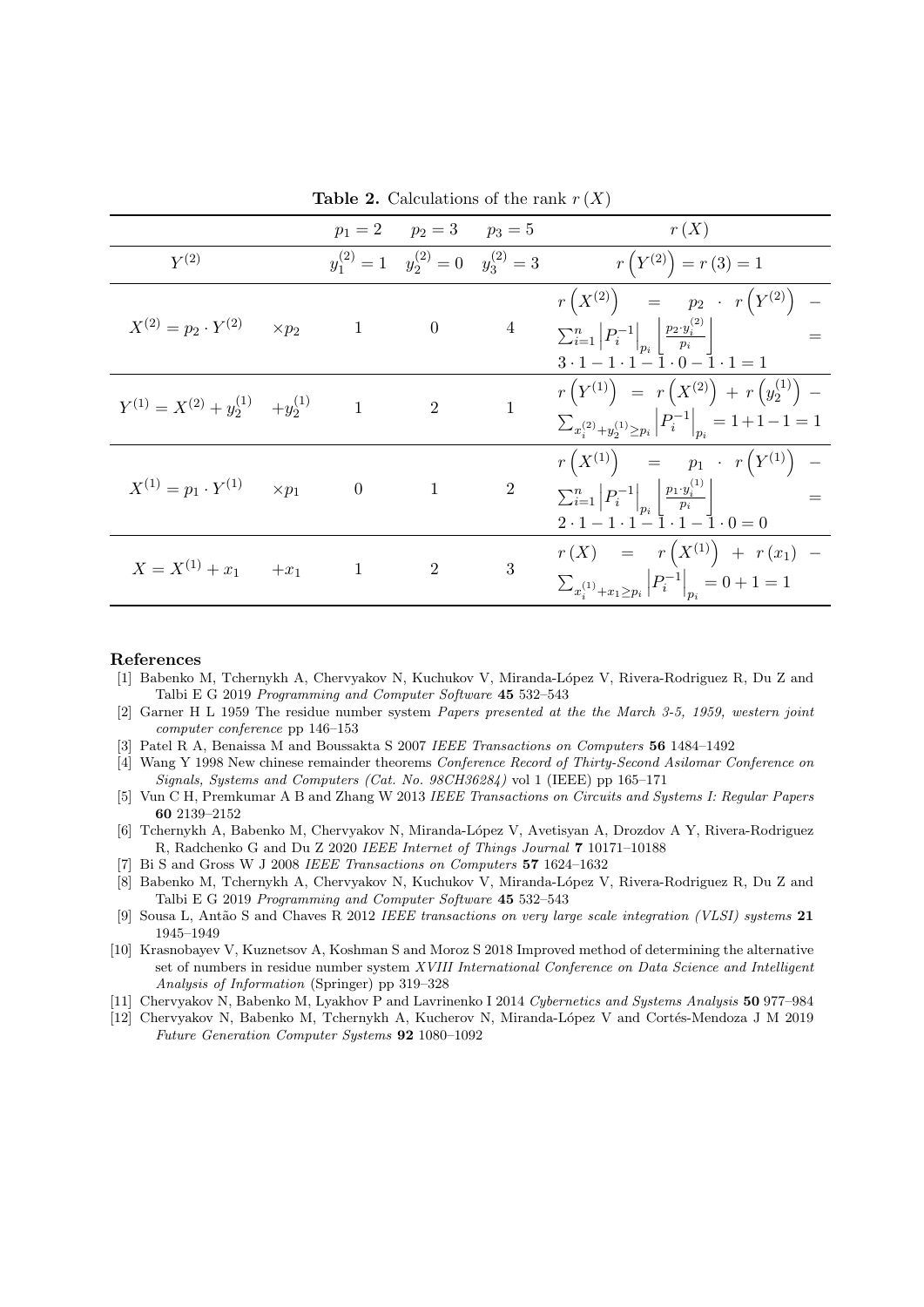**Table 2.** Calculations of the rank $r(X)$

| | | $p_1 = 2$ | $p_2 = 3$ | $p_3 = 5$ | $r(X)$ |
|---|---|---|---|---|---|
| $Y^{(2)}$ | | $y_1^{(2)} = 1$ | $y_2^{(2)} = 0$ | $y_3^{(2)} = 3$ | $r\left(Y^{(2)}\right) = r(3) = 1$ |
| $X^{(2)} = p_2 \cdot Y^{(2)}$ | $\times p_2$ | 1 | 0 | 4 | $r\left(X^{(2)}\right) = p_2 \cdot r\left(Y^{(2)}\right) - \sum_{i=1}^{n} \left\|P_i^{-1}\right\|_{p_i} \left\lfloor \frac{p_2 \cdot y_i^{(2)}}{p_i} \right\rfloor = 3 \cdot 1 - 1 \cdot 1 - 1 \cdot 0 - 1 \cdot 1 = 1$ |
| $Y^{(1)} = X^{(2)} + y_2^{(1)}$ | $+y_2^{(1)}$ | 1 | 2 | 1 | $r\left(Y^{(1)}\right) = r\left(X^{(2)}\right) + r\left(y_2^{(1)}\right) - \sum_{x_i^{(2)} + y_2^{(1)} \geq p_i} \left\|P_i^{-1}\right\|_{p_i} = 1 + 1 - 1 = 1$ |
| $X^{(1)} = p_1 \cdot Y^{(1)}$ | $\times p_1$ | 0 | 1 | 2 | $r\left(X^{(1)}\right) = p_1 \cdot r\left(Y^{(1)}\right) - \sum_{i=1}^{n} \left\|P_i^{-1}\right\|_{p_i} \left\lfloor \frac{p_1 \cdot y_i^{(1)}}{p_i} \right\rfloor = 2 \cdot 1 - 1 \cdot 1 - 1 \cdot 1 - 1 \cdot 0 = 0$ |
| $X = X^{(1)} + x_1$ | $+x_1$ | 1 | 2 | 3 | $r(X) = r\left(X^{(1)}\right) + r(x_1) - \sum_{x_i^{(1)} + x_1 \geq p_i} \left\|P_i^{-1}\right\|_{p_i} = 0 + 1 = 1$ |

## References

[1] Babenko M, Tchernykh A, Chervyakov N, Kuchukov V, Miranda-López V, Rivera-Rodriguez R, Du Z and Talbi E G 2019 *Programming and Computer Software* **45** 532–543

[2] Garner H L 1959 The residue number system *Papers presented at the the March 3-5, 1959, western joint computer conference* pp 146–153

[3] Patel R A, Benaissa M and Boussakta S 2007 *IEEE Transactions on Computers* **56** 1484–1492

[4] Wang Y 1998 New chinese remainder theorems *Conference Record of Thirty-Second Asilomar Conference on Signals, Systems and Computers (Cat. No. 98CH36284)* vol 1 (IEEE) pp 165–171

[5] Vun C H, Premkumar A B and Zhang W 2013 *IEEE Transactions on Circuits and Systems I: Regular Papers* **60** 2139–2152

[6] Tchernykh A, Babenko M, Chervyakov N, Miranda-López V, Avetisyan A, Drozdov A Y, Rivera-Rodriguez R, Radchenko G and Du Z 2020 *IEEE Internet of Things Journal* **7** 10171–10188

[7] Bi S and Gross W J 2008 *IEEE Transactions on Computers* **57** 1624–1632

[8] Babenko M, Tchernykh A, Chervyakov N, Kuchukov V, Miranda-López V, Rivera-Rodriguez R, Du Z and Talbi E G 2019 *Programming and Computer Software* **45** 532–543

[9] Sousa L, Antão S and Chaves R 2012 *IEEE transactions on very large scale integration (VLSI) systems* **21** 1945–1949

[10] Krasnobayev V, Kuznetsov A, Koshman S and Moroz S 2018 Improved method of determining the alternative set of numbers in residue number system *XVIII International Conference on Data Science and Intelligent Analysis of Information* (Springer) pp 319–328

[11] Chervyakov N, Babenko M, Lyakhov P and Lavrinenko I 2014 *Cybernetics and Systems Analysis* **50** 977–984

[12] Chervyakov N, Babenko M, Tchernykh A, Kucherov N, Miranda-López V and Cortés-Mendoza J M 2019 *Future Generation Computer Systems* **92** 1080–1092